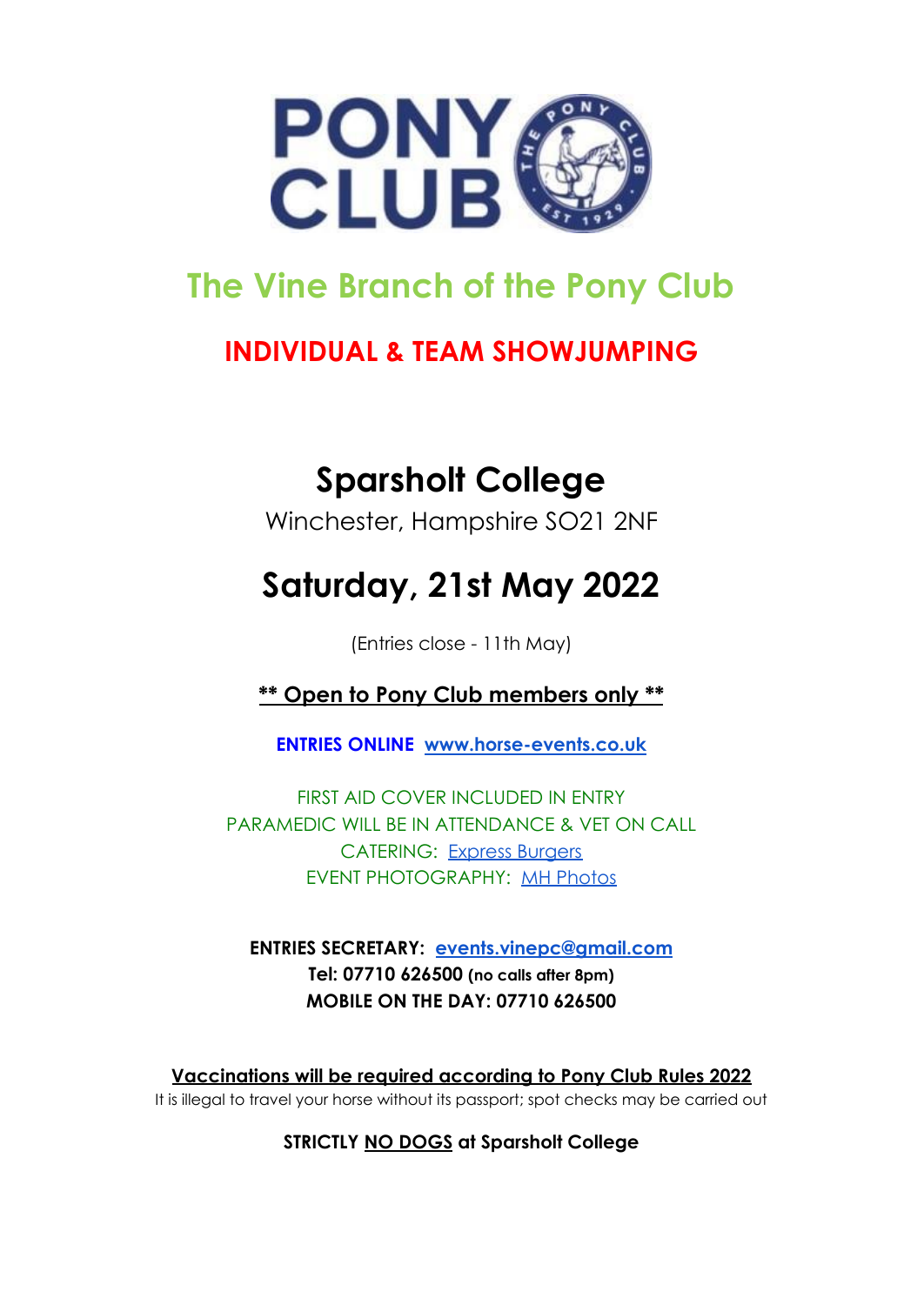# The Vine Branch of the Pony Club

## INDIVIDUAL & TEAM SHOWJUMPING

## Sparsholt College

Winchester, Hampshire SO21 2NF

## Saturday, 21st May 2022

(Entries close - 11th May)

**\*\* Open to Pony Club members only \*\***

**ENTRIES ONLINE** [www.horse-events.co.uk](www.horse-events.co.uk)

FIRST AID COVER INCLUDED IN ENTRY
PARAMEDIC WILL BE IN ATTENDANCE & VET ON CALL
CATERING: Express Burgers
EVENT PHOTOGRAPHY: MH Photos

**ENTRIES SECRETARY: events.vinepc@gmail.com**
**Tel: 07710 626500 (no calls after 8pm)**
**MOBILE ON THE DAY: 07710 626500**

**Vaccinations will be required according to Pony Club Rules 2022**

It is illegal to travel your horse without its passport; spot checks may be carried out

**STRICTLY NO DOGS at Sparsholt College**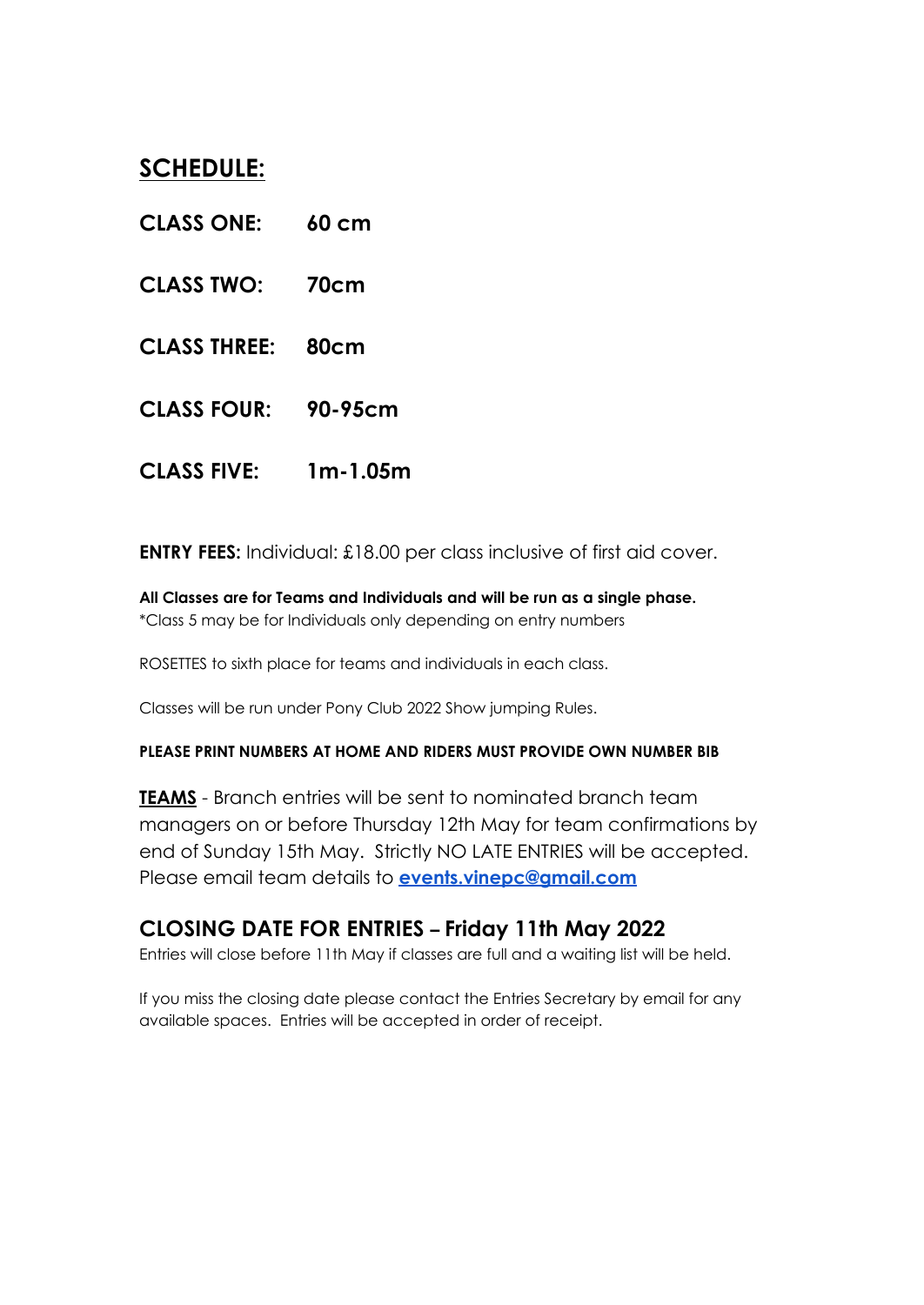## SCHEDULE:

**CLASS ONE: 60 cm**

**CLASS TWO: 70cm**

**CLASS THREE: 80cm**

**CLASS FOUR: 90-95cm**

**CLASS FIVE: 1m-1.05m**

**ENTRY FEES:** Individual: £18.00 per class inclusive of first aid cover.

**All Classes are for Teams and Individuals and will be run as a single phase.**
*Class 5 may be for Individuals only depending on entry numbers

ROSETTES to sixth place for teams and individuals in each class.

Classes will be run under Pony Club 2022 Show jumping Rules.

**PLEASE PRINT NUMBERS AT HOME AND RIDERS MUST PROVIDE OWN NUMBER BIB**

**TEAMS** - Branch entries will be sent to nominated branch team managers on or before Thursday 12th May for team confirmations by end of Sunday 15th May. Strictly NO LATE ENTRIES will be accepted. Please email team details to **events.vinepc@gmail.com**

## CLOSING DATE FOR ENTRIES – Friday 11th May 2022

Entries will close before 11th May if classes are full and a waiting list will be held.

If you miss the closing date please contact the Entries Secretary by email for any available spaces. Entries will be accepted in order of receipt.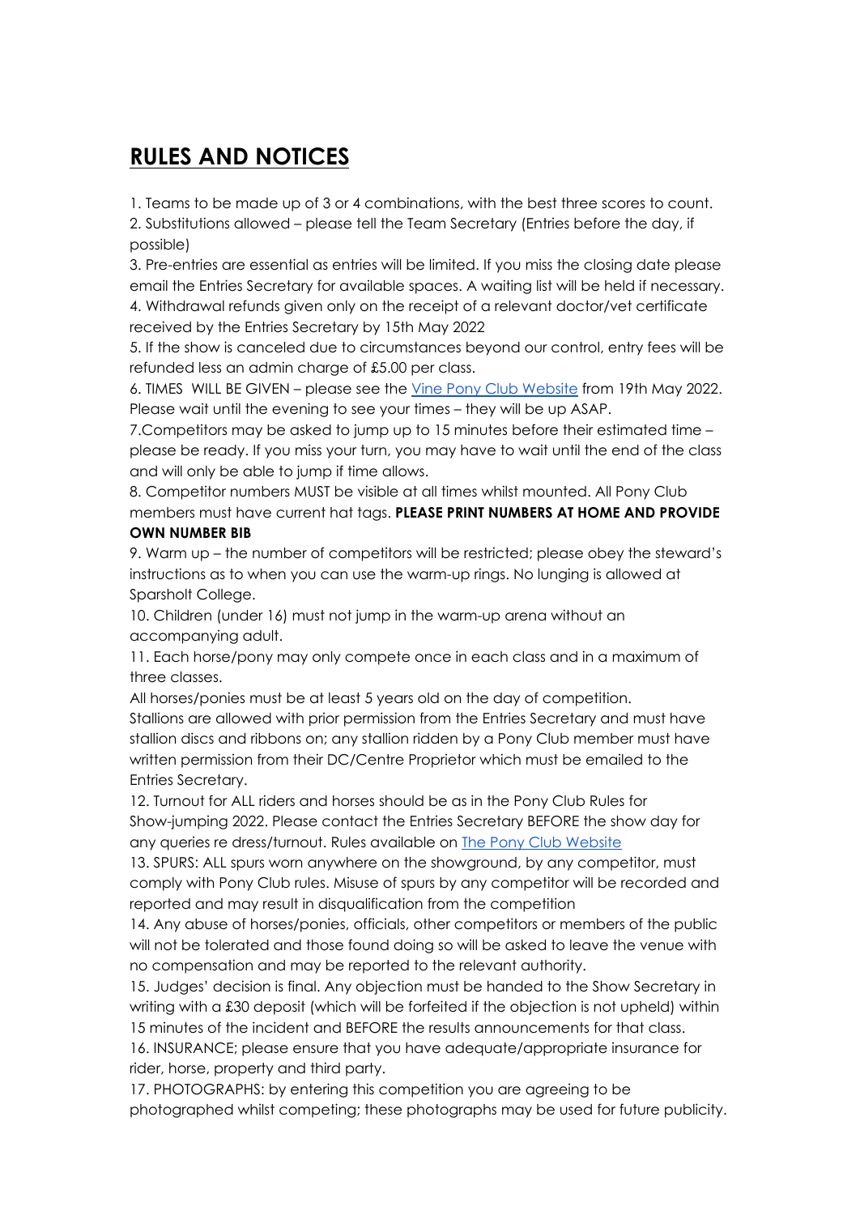# **RULES AND NOTICES**

1. Teams to be made up of 3 or 4 combinations, with the best three scores to count.
2. Substitutions allowed – please tell the Team Secretary (Entries before the day, if possible)
3. Pre-entries are essential as entries will be limited. If you miss the closing date please email the Entries Secretary for available spaces. A waiting list will be held if necessary.
4. Withdrawal refunds given only on the receipt of a relevant doctor/vet certificate received by the Entries Secretary by 15th May 2022
5. If the show is canceled due to circumstances beyond our control, entry fees will be refunded less an admin charge of £5.00 per class.
6. TIMES WILL BE GIVEN – please see the Vine Pony Club Website from 19th May 2022. Please wait until the evening to see your times – they will be up ASAP.
7. Competitors may be asked to jump up to 15 minutes before their estimated time – please be ready. If you miss your turn, you may have to wait until the end of the class and will only be able to jump if time allows.
8. Competitor numbers MUST be visible at all times whilst mounted. All Pony Club members must have current hat tags. **PLEASE PRINT NUMBERS AT HOME AND PROVIDE OWN NUMBER BIB**
9. Warm up – the number of competitors will be restricted; please obey the steward's instructions as to when you can use the warm-up rings. No lunging is allowed at Sparsholt College.
10. Children (under 16) must not jump in the warm-up arena without an accompanying adult.
11. Each horse/pony may only compete once in each class and in a maximum of three classes.
All horses/ponies must be at least 5 years old on the day of competition.
Stallions are allowed with prior permission from the Entries Secretary and must have stallion discs and ribbons on; any stallion ridden by a Pony Club member must have written permission from their DC/Centre Proprietor which must be emailed to the Entries Secretary.
12. Turnout for ALL riders and horses should be as in the Pony Club Rules for Show-jumping 2022. Please contact the Entries Secretary BEFORE the show day for any queries re dress/turnout. Rules available on The Pony Club Website
13. SPURS: ALL spurs worn anywhere on the showground, by any competitor, must comply with Pony Club rules. Misuse of spurs by any competitor will be recorded and reported and may result in disqualification from the competition
14. Any abuse of horses/ponies, officials, other competitors or members of the public will not be tolerated and those found doing so will be asked to leave the venue with no compensation and may be reported to the relevant authority.
15. Judges' decision is final. Any objection must be handed to the Show Secretary in writing with a £30 deposit (which will be forfeited if the objection is not upheld) within 15 minutes of the incident and BEFORE the results announcements for that class.
16. INSURANCE; please ensure that you have adequate/appropriate insurance for rider, horse, property and third party.
17. PHOTOGRAPHS: by entering this competition you are agreeing to be photographed whilst competing; these photographs may be used for future publicity.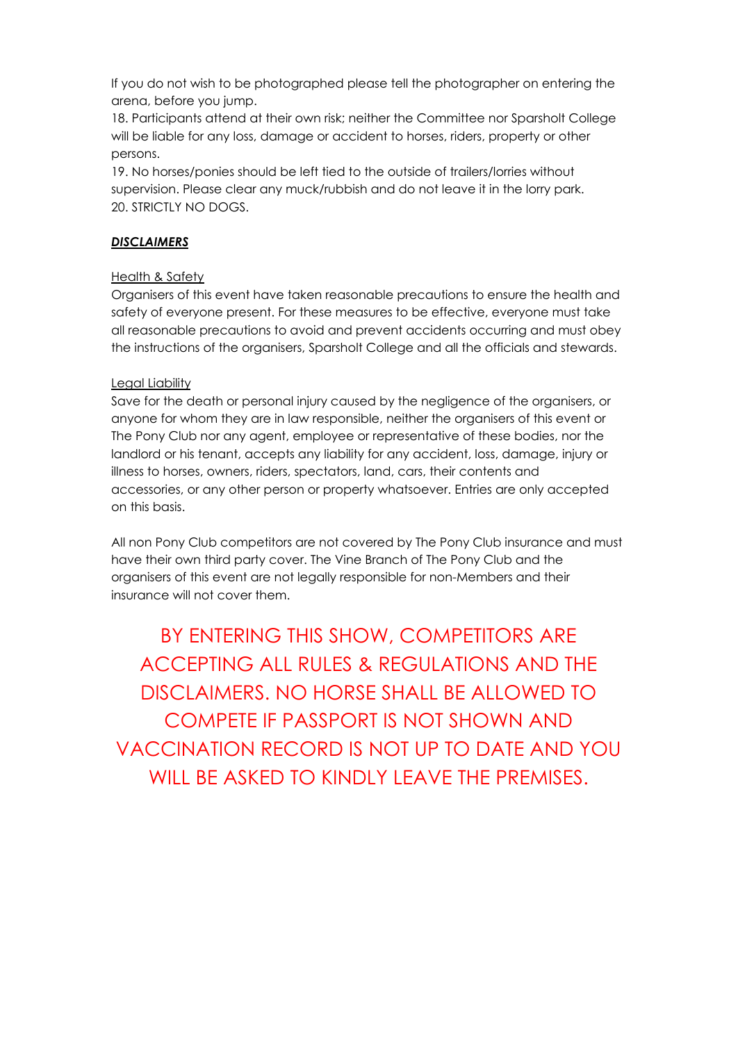If you do not wish to be photographed please tell the photographer on entering the arena, before you jump.

18. Participants attend at their own risk; neither the Committee nor Sparsholt College will be liable for any loss, damage or accident to horses, riders, property or other persons.

19. No horses/ponies should be left tied to the outside of trailers/lorries without supervision. Please clear any muck/rubbish and do not leave it in the lorry park.

20. STRICTLY NO DOGS.

***DISCLAIMERS***

Health & Safety

Organisers of this event have taken reasonable precautions to ensure the health and safety of everyone present. For these measures to be effective, everyone must take all reasonable precautions to avoid and prevent accidents occurring and must obey the instructions of the organisers, Sparsholt College and all the officials and stewards.

Legal Liability

Save for the death or personal injury caused by the negligence of the organisers, or anyone for whom they are in law responsible, neither the organisers of this event or The Pony Club nor any agent, employee or representative of these bodies, nor the landlord or his tenant, accepts any liability for any accident, loss, damage, injury or illness to horses, owners, riders, spectators, land, cars, their contents and accessories, or any other person or property whatsoever. Entries are only accepted on this basis.

All non Pony Club competitors are not covered by The Pony Club insurance and must have their own third party cover. The Vine Branch of The Pony Club and the organisers of this event are not legally responsible for non-Members and their insurance will not cover them.

BY ENTERING THIS SHOW, COMPETITORS ARE ACCEPTING ALL RULES & REGULATIONS AND THE DISCLAIMERS. NO HORSE SHALL BE ALLOWED TO COMPETE IF PASSPORT IS NOT SHOWN AND VACCINATION RECORD IS NOT UP TO DATE AND YOU WILL BE ASKED TO KINDLY LEAVE THE PREMISES.